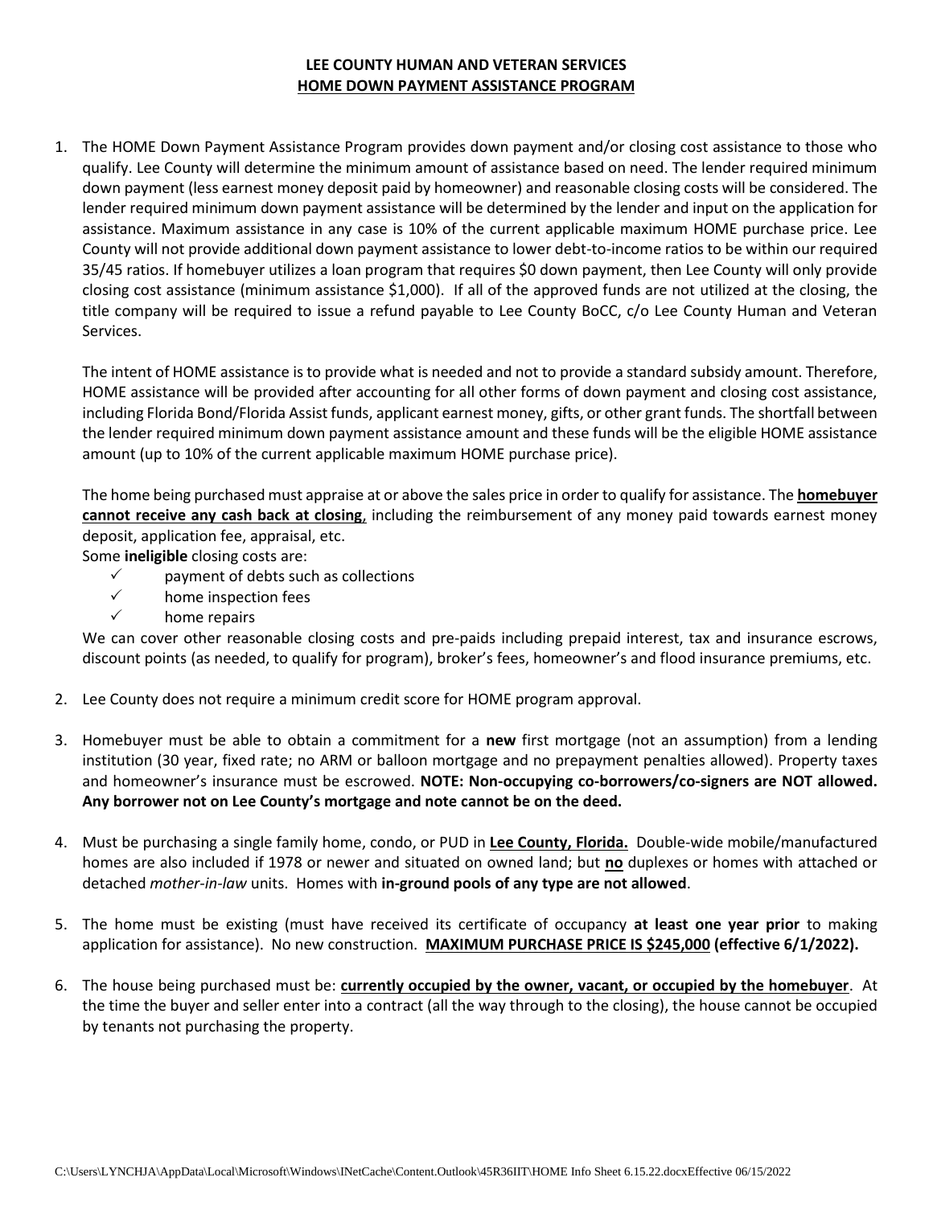# LEE COUNTY HUMAN AND VETERAN SERVICES

## HOME DOWN PAYMENT ASSISTANCE PROGRAM

1. The HOME Down Payment Assistance Program provides down payment and/or closing cost assistance to those who qualify. Lee County will determine the minimum amount of assistance based on need. The lender required minimum down payment (less earnest money deposit paid by homeowner) and reasonable closing costs will be considered. The lender required minimum down payment assistance will be determined by the lender and input on the application for assistance. Maximum assistance in any case is 10% of the current applicable maximum HOME purchase price. Lee County will not provide additional down payment assistance to lower debt-to-income ratios to be within our required 35/45 ratios. If homebuyer utilizes a loan program that requires $0 down payment, then Lee County will only provide closing cost assistance (minimum assistance $1,000). If all of the approved funds are not utilized at the closing, the title company will be required to issue a refund payable to Lee County BoCC, c/o Lee County Human and Veteran Services.

   The intent of HOME assistance is to provide what is needed and not to provide a standard subsidy amount. Therefore, HOME assistance will be provided after accounting for all other forms of down payment and closing cost assistance, including Florida Bond/Florida Assist funds, applicant earnest money, gifts, or other grant funds. The shortfall between the lender required minimum down payment assistance amount and these funds will be the eligible HOME assistance amount (up to 10% of the current applicable maximum HOME purchase price).

   The home being purchased must appraise at or above the sales price in order to qualify for assistance. The **homebuyer cannot receive any cash back at closing**, including the reimbursement of any money paid towards earnest money deposit, application fee, appraisal, etc.

   Some **ineligible** closing costs are:
   - ✓ payment of debts such as collections
   - ✓ home inspection fees
   - ✓ home repairs

   We can cover other reasonable closing costs and pre-paids including prepaid interest, tax and insurance escrows, discount points (as needed, to qualify for program), broker's fees, homeowner's and flood insurance premiums, etc.

2. Lee County does not require a minimum credit score for HOME program approval.

3. Homebuyer must be able to obtain a commitment for a **new** first mortgage (not an assumption) from a lending institution (30 year, fixed rate; no ARM or balloon mortgage and no prepayment penalties allowed). Property taxes and homeowner's insurance must be escrowed. **NOTE: Non-occupying co-borrowers/co-signers are NOT allowed. Any borrower not on Lee County's mortgage and note cannot be on the deed.**

4. Must be purchasing a single family home, condo, or PUD in **Lee County, Florida.** Double-wide mobile/manufactured homes are also included if 1978 or newer and situated on owned land; but **no** duplexes or homes with attached or detached *mother-in-law* units. Homes with **in-ground pools of any type are not allowed**.

5. The home must be existing (must have received its certificate of occupancy **at least one year prior** to making application for assistance). No new construction. **MAXIMUM PURCHASE PRICE IS $245,000 (effective 6/1/2022).**

6. The house being purchased must be: **currently occupied by the owner, vacant, or occupied by the homebuyer**. At the time the buyer and seller enter into a contract (all the way through to the closing), the house cannot be occupied by tenants not purchasing the property.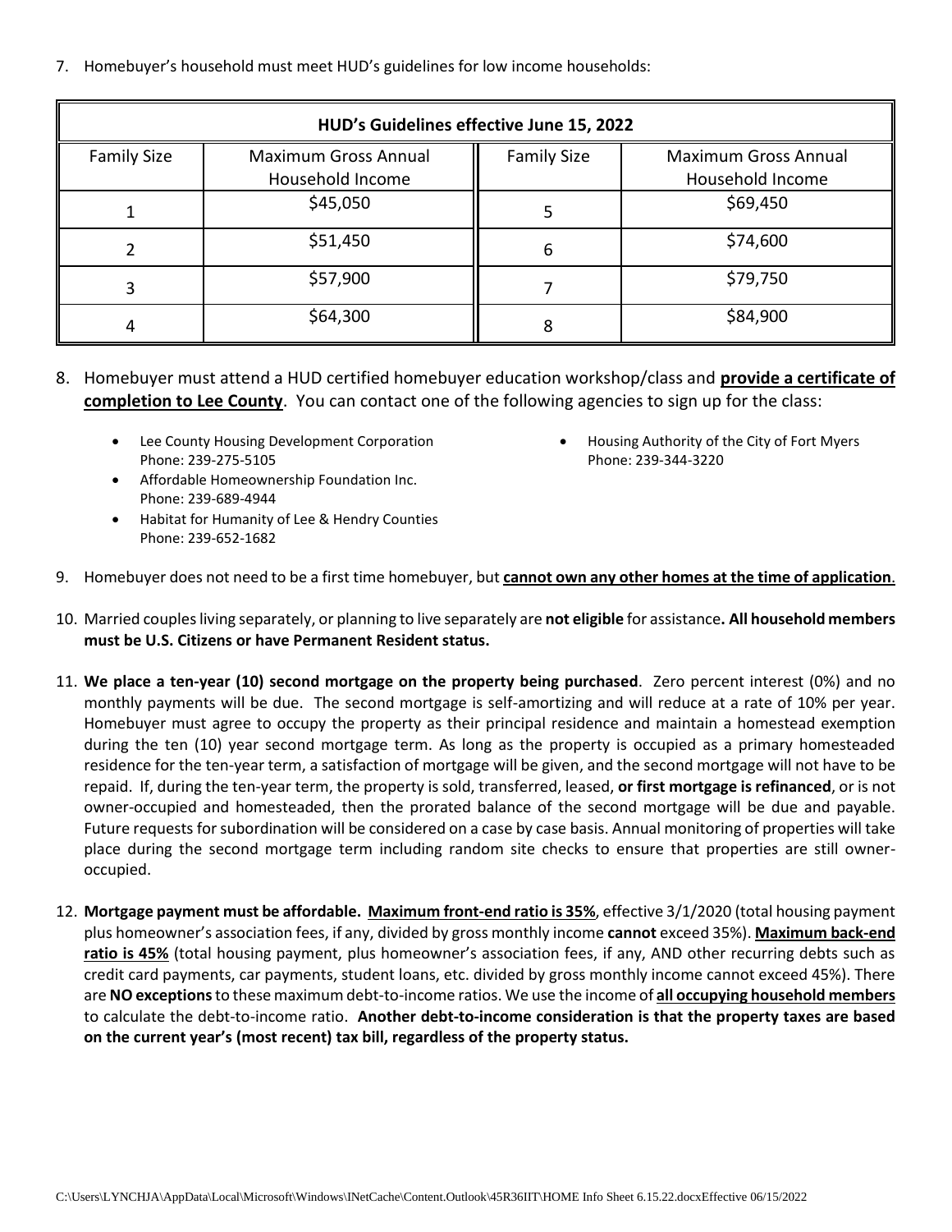7. Homebuyer's household must meet HUD's guidelines for low income households:

| HUD's Guidelines effective June 15, 2022 | | | |
|---|---|---|---|
| Family Size | Maximum Gross Annual Household Income | Family Size | Maximum Gross Annual Household Income |
| 1 | $45,050 | 5 | $69,450 |
| 2 | $51,450 | 6 | $74,600 |
| 3 | $57,900 | 7 | $79,750 |
| 4 | $64,300 | 8 | $84,900 |

8. Homebuyer must attend a HUD certified homebuyer education workshop/class and **provide a certificate of completion to Lee County**. You can contact one of the following agencies to sign up for the class:

   - Lee County Housing Development Corporation
     Phone: 239-275-5105
   - Affordable Homeownership Foundation Inc.
     Phone: 239-689-4944
   - Habitat for Humanity of Lee & Hendry Counties
     Phone: 239-652-1682
   - Housing Authority of the City of Fort Myers
     Phone: 239-344-3220

9. Homebuyer does not need to be a first time homebuyer, but **cannot own any other homes at the time of application**.

10. Married couples living separately, or planning to live separately are **not eligible** for assistance**. All household members must be U.S. Citizens or have Permanent Resident status.**

11. **We place a ten-year (10) second mortgage on the property being purchased**. Zero percent interest (0%) and no monthly payments will be due. The second mortgage is self-amortizing and will reduce at a rate of 10% per year. Homebuyer must agree to occupy the property as their principal residence and maintain a homestead exemption during the ten (10) year second mortgage term. As long as the property is occupied as a primary homesteaded residence for the ten-year term, a satisfaction of mortgage will be given, and the second mortgage will not have to be repaid. If, during the ten-year term, the property is sold, transferred, leased, **or first mortgage is refinanced**, or is not owner-occupied and homesteaded, then the prorated balance of the second mortgage will be due and payable. Future requests for subordination will be considered on a case by case basis. Annual monitoring of properties will take place during the second mortgage term including random site checks to ensure that properties are still owner-occupied.

12. **Mortgage payment must be affordable. Maximum front-end ratio is 35%**, effective 3/1/2020 (total housing payment plus homeowner's association fees, if any, divided by gross monthly income **cannot** exceed 35%). **Maximum back-end ratio is 45%** (total housing payment, plus homeowner's association fees, if any, AND other recurring debts such as credit card payments, car payments, student loans, etc. divided by gross monthly income cannot exceed 45%). There are **NO exceptions** to these maximum debt-to-income ratios. We use the income of **all occupying household members** to calculate the debt-to-income ratio. **Another debt-to-income consideration is that the property taxes are based on the current year's (most recent) tax bill, regardless of the property status.**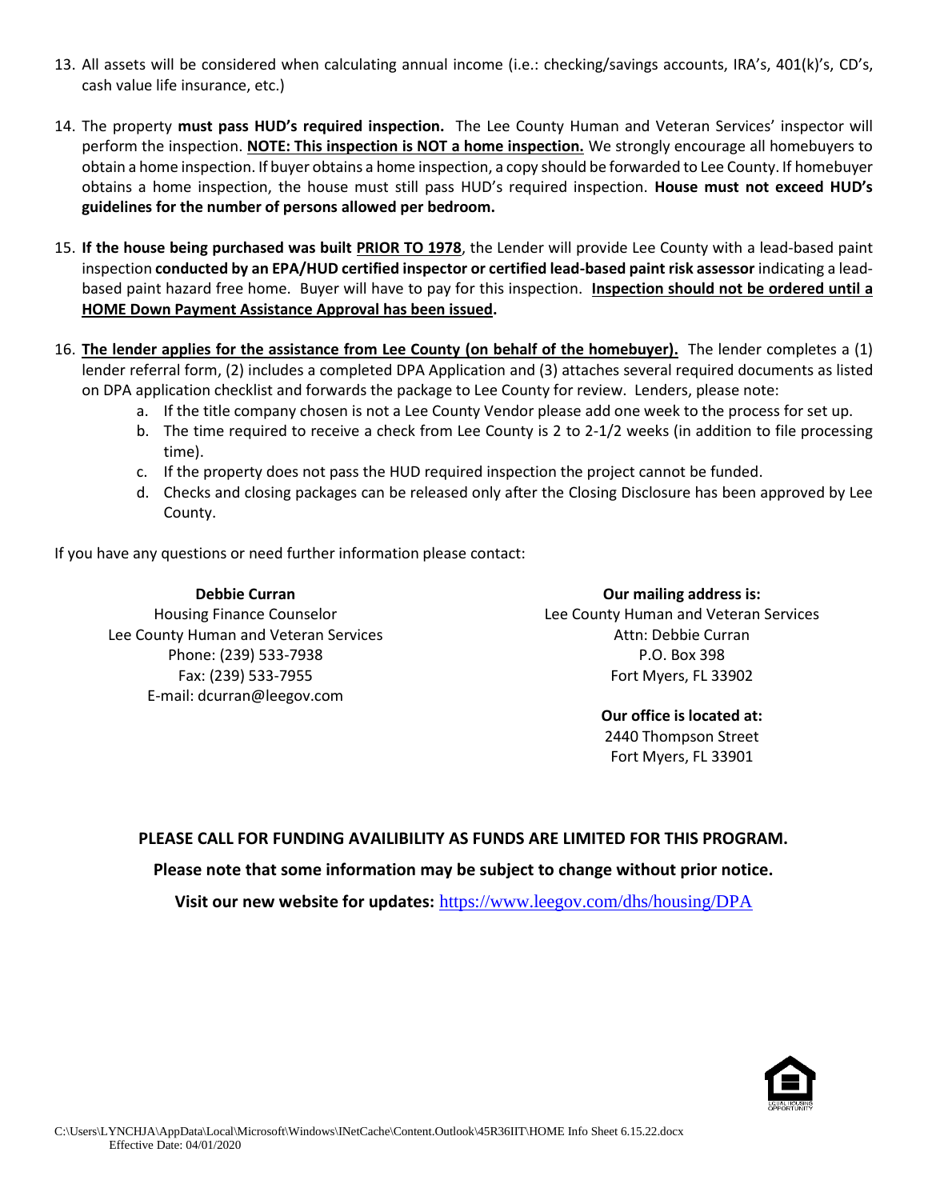13. All assets will be considered when calculating annual income (i.e.: checking/savings accounts, IRA's, 401(k)'s, CD's, cash value life insurance, etc.)

14. The property **must pass HUD's required inspection.** The Lee County Human and Veteran Services' inspector will perform the inspection. **NOTE: This inspection is NOT a home inspection.** We strongly encourage all homebuyers to obtain a home inspection. If buyer obtains a home inspection, a copy should be forwarded to Lee County. If homebuyer obtains a home inspection, the house must still pass HUD's required inspection. **House must not exceed HUD's guidelines for the number of persons allowed per bedroom.**

15. **If the house being purchased was built PRIOR TO 1978**, the Lender will provide Lee County with a lead-based paint inspection **conducted by an EPA/HUD certified inspector or certified lead-based paint risk assessor** indicating a lead-based paint hazard free home. Buyer will have to pay for this inspection. **Inspection should not be ordered until a HOME Down Payment Assistance Approval has been issued.**

16. **The lender applies for the assistance from Lee County (on behalf of the homebuyer).** The lender completes a (1) lender referral form, (2) includes a completed DPA Application and (3) attaches several required documents as listed on DPA application checklist and forwards the package to Lee County for review. Lenders, please note:
    a. If the title company chosen is not a Lee County Vendor please add one week to the process for set up.
    b. The time required to receive a check from Lee County is 2 to 2-1/2 weeks (in addition to file processing time).
    c. If the property does not pass the HUD required inspection the project cannot be funded.
    d. Checks and closing packages can be released only after the Closing Disclosure has been approved by Lee County.

If you have any questions or need further information please contact:

**Debbie Curran**
Housing Finance Counselor
Lee County Human and Veteran Services
Phone: (239) 533-7938
Fax: (239) 533-7955
E-mail: dcurran@leegov.com

**Our mailing address is:**
Lee County Human and Veteran Services
Attn: Debbie Curran
P.O. Box 398
Fort Myers, FL 33902

**Our office is located at:**
2440 Thompson Street
Fort Myers, FL 33901

**PLEASE CALL FOR FUNDING AVAILIBILITY AS FUNDS ARE LIMITED FOR THIS PROGRAM.**

**Please note that some information may be subject to change without prior notice.**

**Visit our new website for updates:** https://www.leegov.com/dhs/housing/DPA

C:\Users\LYNCHJA\AppData\Local\Microsoft\Windows\INetCache\Content.Outlook\45R36IIT\HOME Info Sheet 6.15.22.docx
Effective Date: 04/01/2020